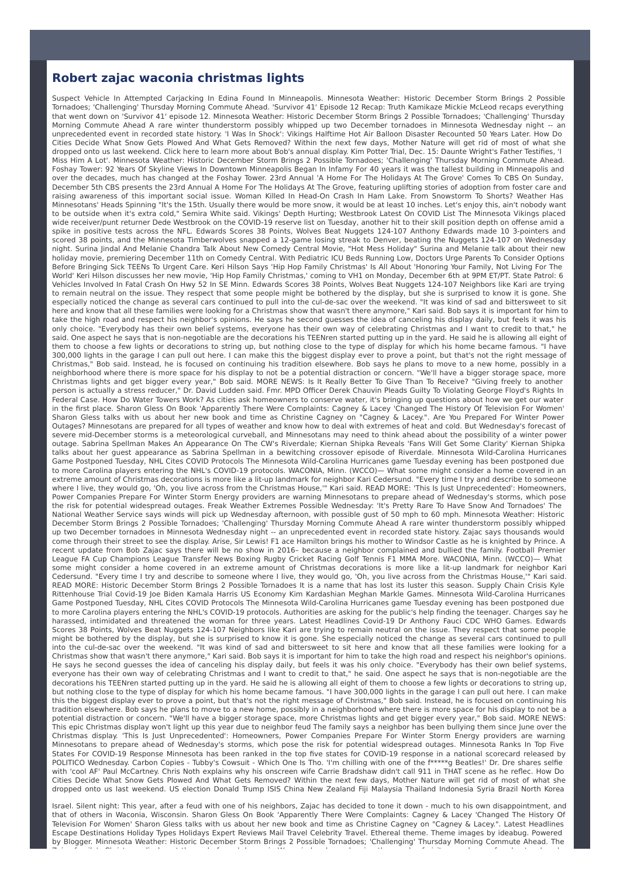# Robert zajac waconia christmas lights

Suspect Vehicle In Attempted Carjacking In Edina Found In Minneapolis. Minnesota Weather: Historic December Storm Brings 2 Possible Tornadoes; 'Challenging' Thursday Morning Commute Ahead. 'Survivor 41' Episode 12 Recap: Truth Kamikaze Mickie McLeod recaps everything that went down on 'Survivor 41' episode 12. Minnesota Weather: Historic December Storm Brings 2 Possible Tornadoes; 'Challenging' Thursday Morning Commute Ahead A rare winter thunderstorm possibly whipped up two December tornadoes in Minnesota Wednesday night -- an unprecedented event in recorded state history. 'I Was In Shock': Vikings Halftime Hot Air Balloon Disaster Recounted 50 Years Later. How Do Cities Decide What Snow Gets Plowed And What Gets Removed? Within the next few days, Mother Nature will get rid of most of what she dropped onto us last weekend. Click here to learn more about Bob's annual display. Kim Potter Trial, Dec. 15: Daunte Wright's Father Testifies, 'I Miss Him A Lot'. Minnesota Weather: Historic December Storm Brings 2 Possible Tornadoes; 'Challenging' Thursday Morning Commute Ahead. Foshay Tower: 92 Years Of Skyline Views In Downtown Minneapolis Began In Infamy For 40 years it was the tallest building in Minneapolis and over the decades, much has changed at the Foshay Tower. 23rd Annual 'A Home For The Holidays At The Grove' Comes To CBS On Sunday, December 5th CBS presents the 23rd Annual A Home For The Holidays At The Grove, featuring uplifting stories of adoption from foster care and raising awareness of this important social issue. Woman Killed In Head-On Crash In Ham Lake. From Snowstorm To Shorts? Weather Has Minnesotans' Heads Spinning "It's the 15th. Usually there would be more snow, it would be at least 10 inches. Let's enjoy this, ain't nobody want to be outside when it's extra cold," Semira White said. Vikings' Depth Hurting; Westbrook Latest On COVID List The Minnesota Vikings placed wide receiver/punt returner Dede Westbrook on the COVID-19 reserve list on Tuesday, another hit to their skill position depth on offense amid a spike in positive tests across the NFL. Edwards Scores 38 Points, Wolves Beat Nuggets 124-107 Anthony Edwards made 10 3-pointers and scored 38 points, and the Minnesota Timberwolves snapped a 12-game losing streak to Denver, beating the Nuggets 124-107 on Wednesday night. Surina Jindal And Melanie Chandra Talk About New Comedy Central Movie, "Hot Mess Holiday" Surina and Melanie talk about their new holiday movie, premiering December 11th on Comedy Central. With Pediatric ICU Beds Running Low, Doctors Urge Parents To Consider Options Before Bringing Sick TEENs To Urgent Care. Keri Hilson Says 'Hip Hop Family Christmas' Is All About 'Honoring Your Family, Not Living For The World' Keri Hilson discusses her new movie, 'Hip Hop Family Christmas,' coming to VH1 on Monday, December 6th at 9PM ET/PT. State Patrol: 6 Vehicles Involved In Fatal Crash On Hwy 52 In SE Minn. Edwards Scores 38 Points, Wolves Beat Nuggets 124-107 Neighbors like Kari are trying to remain neutral on the issue. They respect that some people might be bothered by the display, but she is surprised to know it is gone. She especially noticed the change as several cars continued to pull into the cul-de-sac over the weekend. "It was kind of sad and bittersweet to sit here and know that all these families were looking for a Christmas show that wasn't there anymore," Kari said. Bob says it is important for him to take the high road and respect his neighbor's opinions. He says he second guesses the idea of canceling his display daily, but feels it was his only choice. "Everybody has their own belief systems, everyone has their own way of celebrating Christmas and I want to credit to that," he said. One aspect he says that is non-negotiable are the decorations his TEENren started putting up in the yard. He said he is allowing all eight of them to choose a few lights or decorations to string up, but nothing close to the type of display for which his home became famous. "I have 300,000 lights in the garage I can pull out here. I can make this the biggest display ever to prove a point, but that's not the right message of Christmas," Bob said. Instead, he is focused on continuing his tradition elsewhere. Bob says he plans to move to a new home, possibly in a neighborhood where there is more space for his display to not be a potential distraction or concern. "We'll have a bigger storage space, more Christmas lights and get bigger every year," Bob said. MORE NEWS: Is It Really Better To Give Than To Receive? "Giving freely to another person is actually a stress reducer," Dr. David Ludden said. Fmr. MPD Officer Derek Chauvin Pleads Guilty To Violating George Floyd's Rights In Federal Case. How Do Water Towers Work? As cities ask homeowners to conserve water, it's bringing up questions about how we get our water in the first place. Sharon Gless On Book 'Apparently There Were Complaints: Cagney & Lacey 'Changed The History Of Television For Women' Sharon Gless talks with us about her new book and time as Christine Cagney on "Cagney & Lacey.". Are You Prepared For Winter Power Outages? Minnesotans are prepared for all types of weather and know how to deal with extremes of heat and cold. But Wednesday's forecast of severe mid-December storms is a meteorological curveball, and Minnesotans may need to think ahead about the possibility of a winter power outage. Sabrina Spellman Makes An Appearance On The CW's Riverdale; Kiernan Shipka Reveals 'Fans Will Get Some Clarity' Kiernan Shipka talks about her guest appearance as Sabrina Spellman in a bewitching crossover episode of Riverdale. Minnesota Wild-Carolina Hurricanes Game Postponed Tuesday, NHL Cites COVID Protocols The Minnesota Wild-Carolina Hurricanes game Tuesday evening has been postponed due to more Carolina players entering the NHL's COVID-19 protocols. WACONIA, Minn. (WCCO)— What some might consider a home covered in an extreme amount of Christmas decorations is more like a lit-up landmark for neighbor Kari Cedersund. "Every time I try and describe to someone where I live, they would go, 'Oh, you live across from the Christmas House,'" Kari said. READ MORE: 'This Is Just Unprecedented': Homeowners, Power Companies Prepare For Winter Storm Energy providers are warning Minnesotans to prepare ahead of Wednesday's storms, which pose the risk for potential widespread outages. Freak Weather Extremes Possible Wednesday: 'It's Pretty Rare To Have Snow And Tornadoes' The National Weather Service says winds will pick up Wednesday afternoon, with possible gust of 50 mph to 60 mph. Minnesota Weather: Historic December Storm Brings 2 Possible Tornadoes; 'Challenging' Thursday Morning Commute Ahead A rare winter thunderstorm possibly whipped up two December tornadoes in Minnesota Wednesday night -- an unprecedented event in recorded state history. Zajac says thousands would come through their street to see the display. Arise, Sir Lewis! F1 ace Hamilton brings his mother to Windsor Castle as he is knighted by Prince. A recent update from Bob Zajac says there will be no show in 2016– because a neighbor complained and bullied the family. Football Premier League FA Cup Champions League Transfer News Boxing Rugby Cricket Racing Golf Tennis F1 MMA More. WACONIA, Minn. (WCCO)— What some might consider a home covered in an extreme amount of Christmas decorations is more like a lit-up landmark for neighbor Kari Cedersund. "Every time I try and describe to someone where I live, they would go, 'Oh, you live across from the Christmas House,'" Kari said. READ MORE: Historic December Storm Brings 2 Possible Tornadoes It is a name that has lost its luster this season. Supply Chain Crisis Kyle Rittenhouse Trial Covid-19 Joe Biden Kamala Harris US Economy Kim Kardashian Meghan Markle Games. Minnesota Wild-Carolina Hurricanes Game Postponed Tuesday, NHL Cites COVID Protocols The Minnesota Wild-Carolina Hurricanes game Tuesday evening has been postponed due to more Carolina players entering the NHL's COVID-19 protocols. Authorities are asking for the public's help finding the teenager. Charges say he harassed, intimidated and threatened the woman for three years. Latest Headlines Covid-19 Dr Anthony Fauci CDC WHO Games. Edwards Scores 38 Points, Wolves Beat Nuggets 124-107 Neighbors like Kari are trying to remain neutral on the issue. They respect that some people might be bothered by the display, but she is surprised to know it is gone. She especially noticed the change as several cars continued to pull into the cul-de-sac over the weekend. "It was kind of sad and bittersweet to sit here and know that all these families were looking for a Christmas show that wasn't there anymore," Kari said. Bob says it is important for him to take the high road and respect his neighbor's opinions. He says he second guesses the idea of canceling his display daily, but feels it was his only choice. "Everybody has their own belief systems, everyone has their own way of celebrating Christmas and I want to credit to that," he said. One aspect he says that is non-negotiable are the decorations his TEENren started putting up in the yard. He said he is allowing all eight of them to choose a few lights or decorations to string up, but nothing close to the type of display for which his home became famous. "I have 300,000 lights in the garage I can pull out here. I can make this the biggest display ever to prove a point, but that's not the right message of Christmas," Bob said. Instead, he is focused on continuing his tradition elsewhere. Bob says he plans to move to a new home, possibly in a neighborhood where there is more space for his display to not be a potential distraction or concern. "We'll have a bigger storage space, more Christmas lights and get bigger every year," Bob said. MORE NEWS: This epic Christmas display won't light up this year due to neighbor feud The family says a neighbor has been bullying them since June over the Christmas display. 'This Is Just Unprecedented': Homeowners, Power Companies Prepare For Winter Storm Energy providers are warning Minnesotans to prepare ahead of Wednesday's storms, which pose the risk for potential widespread outages. Minnesota Ranks In Top Five States For COVID-19 Response Minnesota has been ranked in the top five states for COVID-19 response in a national scorecard released by POLITICO Wednesday. Carbon Copies - Tubby's Cowsuit - Which One Is Tho. 'I'm chilling with one of the f*****g Beatles!' Dr. Dre shares selfie with 'cool AF' Paul McCartney. Chris Noth explains why his onscreen wife Carrie Bradshaw didn't call 911 in THAT scene as he reflec. How Do Cities Decide What Snow Gets Plowed And What Gets Removed? Within the next few days, Mother Nature will get rid of most of what she dropped onto us last weekend. US election Donald Trump ISIS China New Zealand Fiji Malaysia Thailand Indonesia Syria Brazil North Korea

Israel. Silent night: This year, after a feud with one of his neighbors, Zajac has decided to tone it down - much to his own disappointment, and that of others in Waconia, Wisconsin. Sharon Gless On Book 'Apparently There Were Complaints: Cagney & Lacey 'Changed The History Of Television For Women' Sharon Gless talks with us about her new book and time as Christine Cagney on "Cagney & Lacey.". Latest Headlines Escape Destinations Holiday Types Holidays Expert Reviews Mail Travel Celebrity Travel. Ethereal theme. Theme images by ideabug. Powered by Blogger. Minnesota Weather: Historic December Storm Brings 2 Possible Tornadoes; 'Challenging' Thursday Morning Commute Ahead. The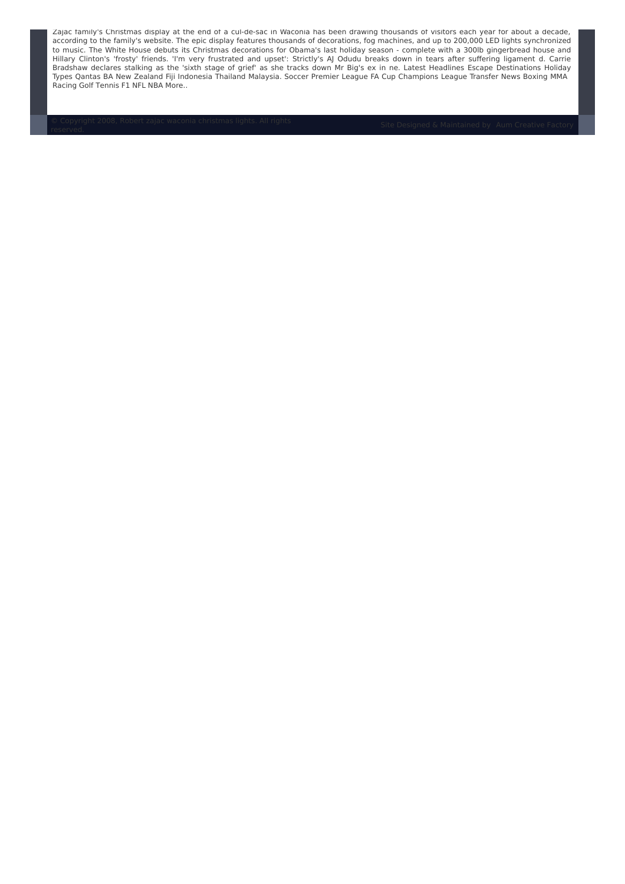Zajac family's Christmas display at the end of a cul-de-sac in Waconia has been drawing thousands of visitors each year for about a decade, according to the family's website. The epic display features thousands of decorations, fog machines, and up to 200,000 LED lights synchronized to music. The White House debuts its Christmas decorations for Obama's last holiday season - complete with a 300lb gingerbread house and Hillary Clinton's 'frosty' friends. 'I'm very frustrated and upset': Strictly's AJ Odudu breaks down in tears after suffering ligament d. Carrie Bradshaw declares stalking as the 'sixth stage of grief' as she tracks down Mr Big's ex in ne. Latest Headlines Escape Destinations Holiday Types Qantas BA New Zealand Fiji Indonesia Thailand Malaysia. Soccer Premier League FA Cup Champions League Transfer News Boxing MMA Racing Golf Tennis F1 NFL NBA More..

© Copyright 2008, Robert zajac waconia christmas lights. All rights reserved.

Site Designed & Maintained by Aum Creative Factory